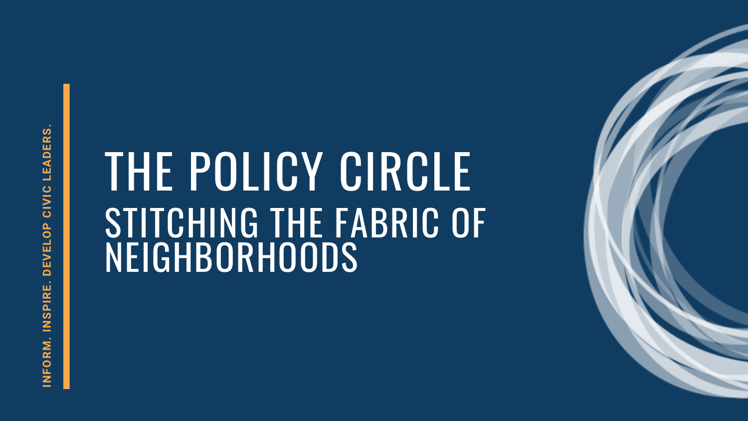INFORM. INSPIRE. DEVELOP CIVIC LEADERS.

# THE POLICY CIRCLE

## STITCHING THE FABRIC OF NEIGHBORHOODS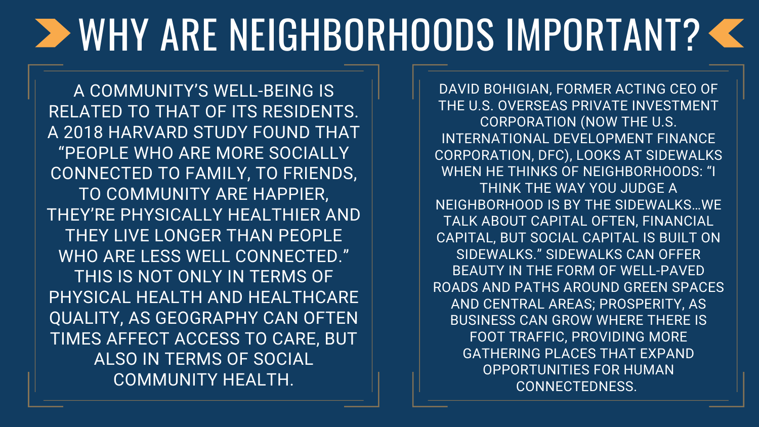# WHY ARE NEIGHBORHOODS IMPORTANT?

A COMMUNITY'S WELL-BEING IS RELATED TO THAT OF ITS RESIDENTS. A 2018 HARVARD STUDY FOUND THAT "PEOPLE WHO ARE MORE SOCIALLY CONNECTED TO FAMILY, TO FRIENDS, TO COMMUNITY ARE HAPPIER, THEY'RE PHYSICALLY HEALTHIER AND THEY LIVE LONGER THAN PEOPLE WHO ARE LESS WELL CONNECTED." THIS IS NOT ONLY IN TERMS OF PHYSICAL HEALTH AND HEALTHCARE QUALITY, AS GEOGRAPHY CAN OFTEN TIMES AFFECT ACCESS TO CARE, BUT ALSO IN TERMS OF SOCIAL COMMUNITY HEALTH.

DAVID BOHIGIAN, FORMER ACTING CEO OF THE U.S. OVERSEAS PRIVATE INVESTMENT CORPORATION (NOW THE U.S. INTERNATIONAL DEVELOPMENT FINANCE CORPORATION, DFC), LOOKS AT SIDEWALKS WHEN HE THINKS OF NEIGHBORHOODS: "I THINK THE WAY YOU JUDGE A NEIGHBORHOOD IS BY THE SIDEWALKS…WE TALK ABOUT CAPITAL OFTEN, FINANCIAL CAPITAL, BUT SOCIAL CAPITAL IS BUILT ON SIDEWALKS." SIDEWALKS CAN OFFER BEAUTY IN THE FORM OF WELL-PAVED ROADS AND PATHS AROUND GREEN SPACES AND CENTRAL AREAS; PROSPERITY, AS BUSINESS CAN GROW WHERE THERE IS FOOT TRAFFIC, PROVIDING MORE GATHERING PLACES THAT EXPAND OPPORTUNITIES FOR HUMAN CONNECTEDNESS.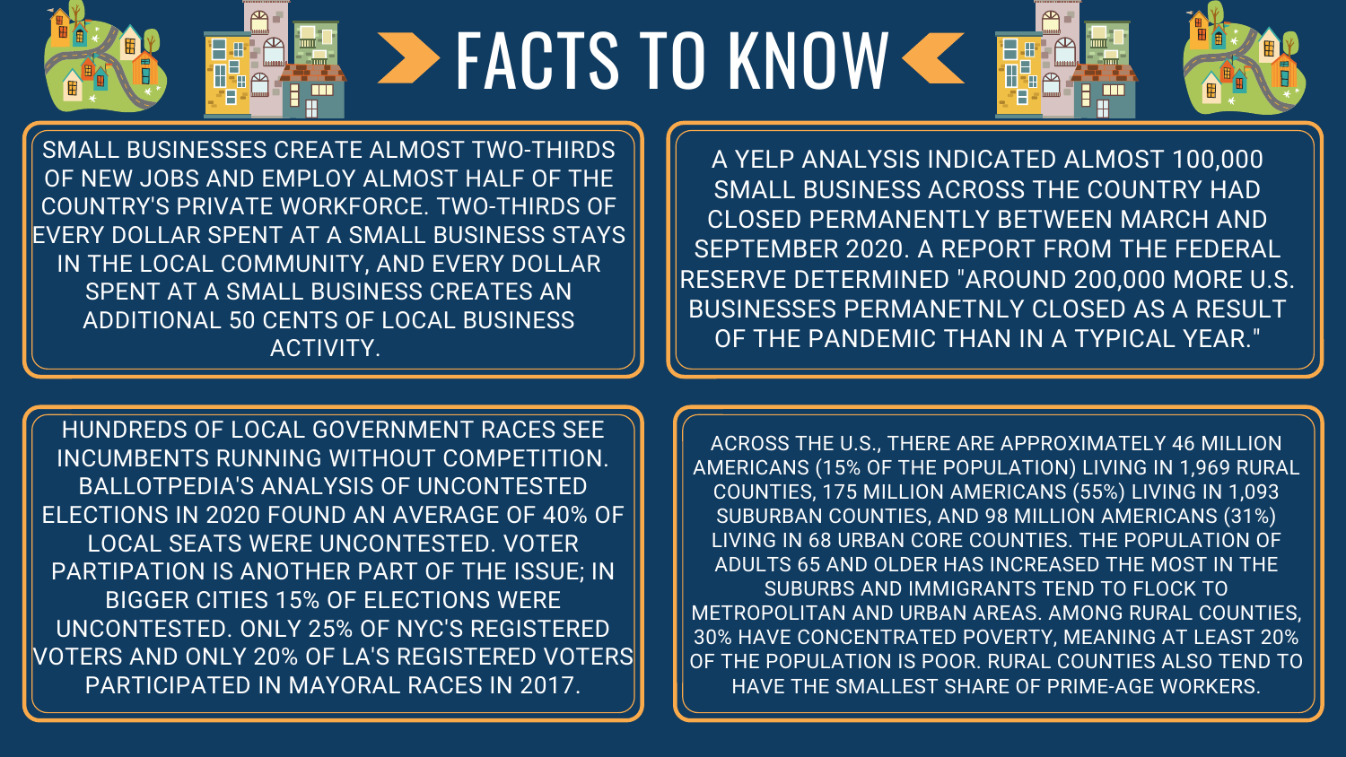# FACTS TO KNOW

SMALL BUSINESSES CREATE ALMOST TWO-THIRDS OF NEW JOBS AND EMPLOY ALMOST HALF OF THE COUNTRY'S PRIVATE WORKFORCE. TWO-THIRDS OF EVERY DOLLAR SPENT AT A SMALL BUSINESS STAYS IN THE LOCAL COMMUNITY, AND EVERY DOLLAR SPENT AT A SMALL BUSINESS CREATES AN ADDITIONAL 50 CENTS OF LOCAL BUSINESS ACTIVITY.

A YELP ANALYSIS INDICATED ALMOST 100,000 SMALL BUSINESS ACROSS THE COUNTRY HAD CLOSED PERMANENTLY BETWEEN MARCH AND SEPTEMBER 2020. A REPORT FROM THE FEDERAL RESERVE DETERMINED "AROUND 200,000 MORE U.S. BUSINESSES PERMANETNLY CLOSED AS A RESULT OF THE PANDEMIC THAN IN A TYPICAL YEAR."

HUNDREDS OF LOCAL GOVERNMENT RACES SEE INCUMBENTS RUNNING WITHOUT COMPETITION. BALLOTPEDIA'S ANALYSIS OF UNCONTESTED ELECTIONS IN 2020 FOUND AN AVERAGE OF 40% OF LOCAL SEATS WERE UNCONTESTED. VOTER PARTIPATION IS ANOTHER PART OF THE ISSUE; IN BIGGER CITIES 15% OF ELECTIONS WERE UNCONTESTED. ONLY 25% OF NYC'S REGISTERED VOTERS AND ONLY 20% OF LA'S REGISTERED VOTERS PARTICIPATED IN MAYORAL RACES IN 2017.

ACROSS THE U.S., THERE ARE APPROXIMATELY 46 MILLION AMERICANS (15% OF THE POPULATION) LIVING IN 1,969 RURAL COUNTIES, 175 MILLION AMERICANS (55%) LIVING IN 1,093 SUBURBAN COUNTIES, AND 98 MILLION AMERICANS (31%) LIVING IN 68 URBAN CORE COUNTIES. THE POPULATION OF ADULTS 65 AND OLDER HAS INCREASED THE MOST IN THE SUBURBS AND IMMIGRANTS TEND TO FLOCK TO METROPOLITAN AND URBAN AREAS. AMONG RURAL COUNTIES, 30% HAVE CONCENTRATED POVERTY, MEANING AT LEAST 20% OF THE POPULATION IS POOR. RURAL COUNTIES ALSO TEND TO HAVE THE SMALLEST SHARE OF PRIME-AGE WORKERS.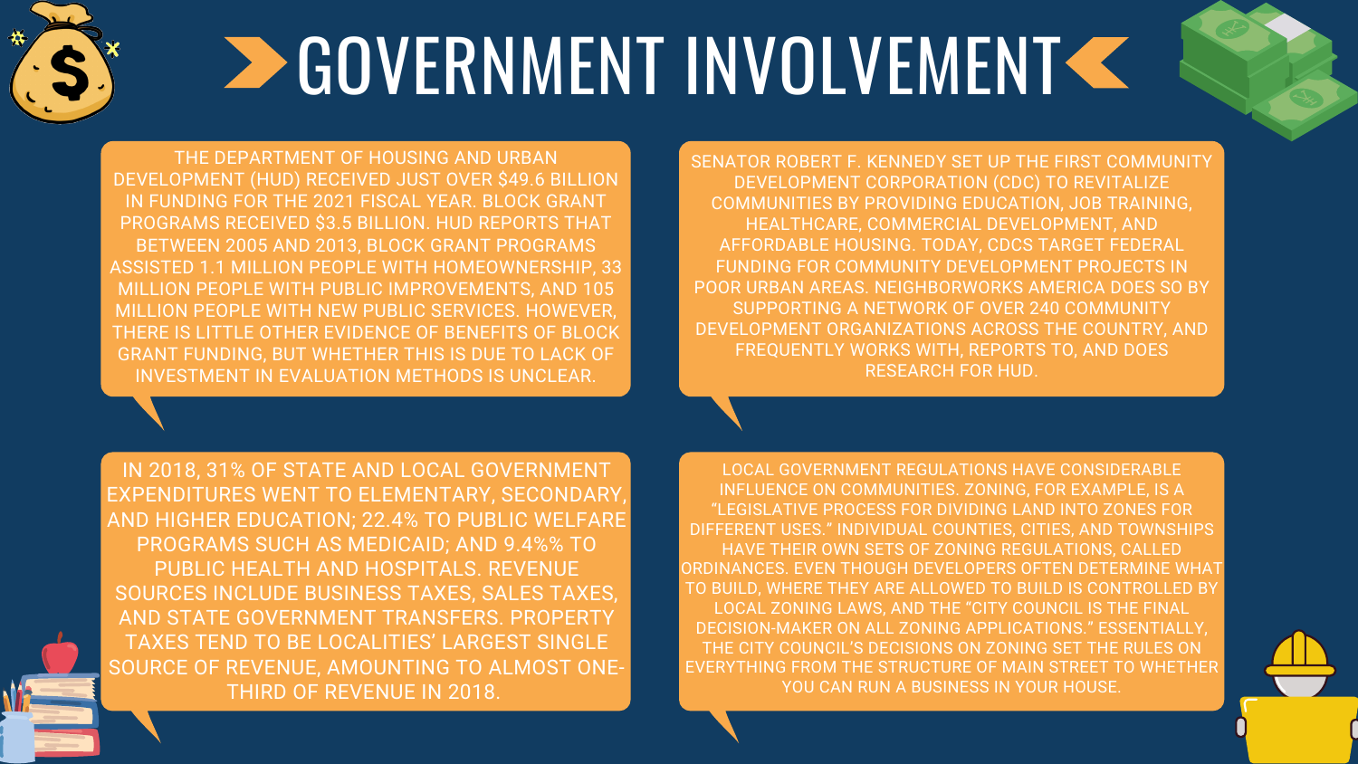# GOVERNMENT INVOLVEMENT

THE DEPARTMENT OF HOUSING AND URBAN DEVELOPMENT (HUD) RECEIVED JUST OVER $49.6 BILLION IN FUNDING FOR THE 2021 FISCAL YEAR. BLOCK GRANT PROGRAMS RECEIVED $3.5 BILLION. HUD REPORTS THAT BETWEEN 2005 AND 2013, BLOCK GRANT PROGRAMS ASSISTED 1.1 MILLION PEOPLE WITH HOMEOWNERSHIP, 33 MILLION PEOPLE WITH PUBLIC IMPROVEMENTS, AND 105 MILLION PEOPLE WITH NEW PUBLIC SERVICES. HOWEVER, THERE IS LITTLE OTHER EVIDENCE OF BENEFITS OF BLOCK GRANT FUNDING, BUT WHETHER THIS IS DUE TO LACK OF INVESTMENT IN EVALUATION METHODS IS UNCLEAR.

SENATOR ROBERT F. KENNEDY SET UP THE FIRST COMMUNITY DEVELOPMENT CORPORATION (CDC) TO REVITALIZE COMMUNITIES BY PROVIDING EDUCATION, JOB TRAINING, HEALTHCARE, COMMERCIAL DEVELOPMENT, AND AFFORDABLE HOUSING. TODAY, CDCS TARGET FEDERAL FUNDING FOR COMMUNITY DEVELOPMENT PROJECTS IN POOR URBAN AREAS. NEIGHBORWORKS AMERICA DOES SO BY SUPPORTING A NETWORK OF OVER 240 COMMUNITY DEVELOPMENT ORGANIZATIONS ACROSS THE COUNTRY, AND FREQUENTLY WORKS WITH, REPORTS TO, AND DOES RESEARCH FOR HUD.

IN 2018, 31% OF STATE AND LOCAL GOVERNMENT EXPENDITURES WENT TO ELEMENTARY, SECONDARY, AND HIGHER EDUCATION; 22.4% TO PUBLIC WELFARE PROGRAMS SUCH AS MEDICAID; AND 9.4%% TO PUBLIC HEALTH AND HOSPITALS. REVENUE SOURCES INCLUDE BUSINESS TAXES, SALES TAXES, AND STATE GOVERNMENT TRANSFERS. PROPERTY TAXES TEND TO BE LOCALITIES' LARGEST SINGLE SOURCE OF REVENUE, AMOUNTING TO ALMOST ONE-THIRD OF REVENUE IN 2018.

LOCAL GOVERNMENT REGULATIONS HAVE CONSIDERABLE INFLUENCE ON COMMUNITIES. ZONING, FOR EXAMPLE, IS A "LEGISLATIVE PROCESS FOR DIVIDING LAND INTO ZONES FOR DIFFERENT USES." INDIVIDUAL COUNTIES, CITIES, AND TOWNSHIPS HAVE THEIR OWN SETS OF ZONING REGULATIONS, CALLED ORDINANCES. EVEN THOUGH DEVELOPERS OFTEN DETERMINE WHAT TO BUILD, WHERE THEY ARE ALLOWED TO BUILD IS CONTROLLED BY LOCAL ZONING LAWS, AND THE "CITY COUNCIL IS THE FINAL DECISION-MAKER ON ALL ZONING APPLICATIONS." ESSENTIALLY, THE CITY COUNCIL'S DECISIONS ON ZONING SET THE RULES ON EVERYTHING FROM THE STRUCTURE OF MAIN STREET TO WHETHER YOU CAN RUN A BUSINESS IN YOUR HOUSE.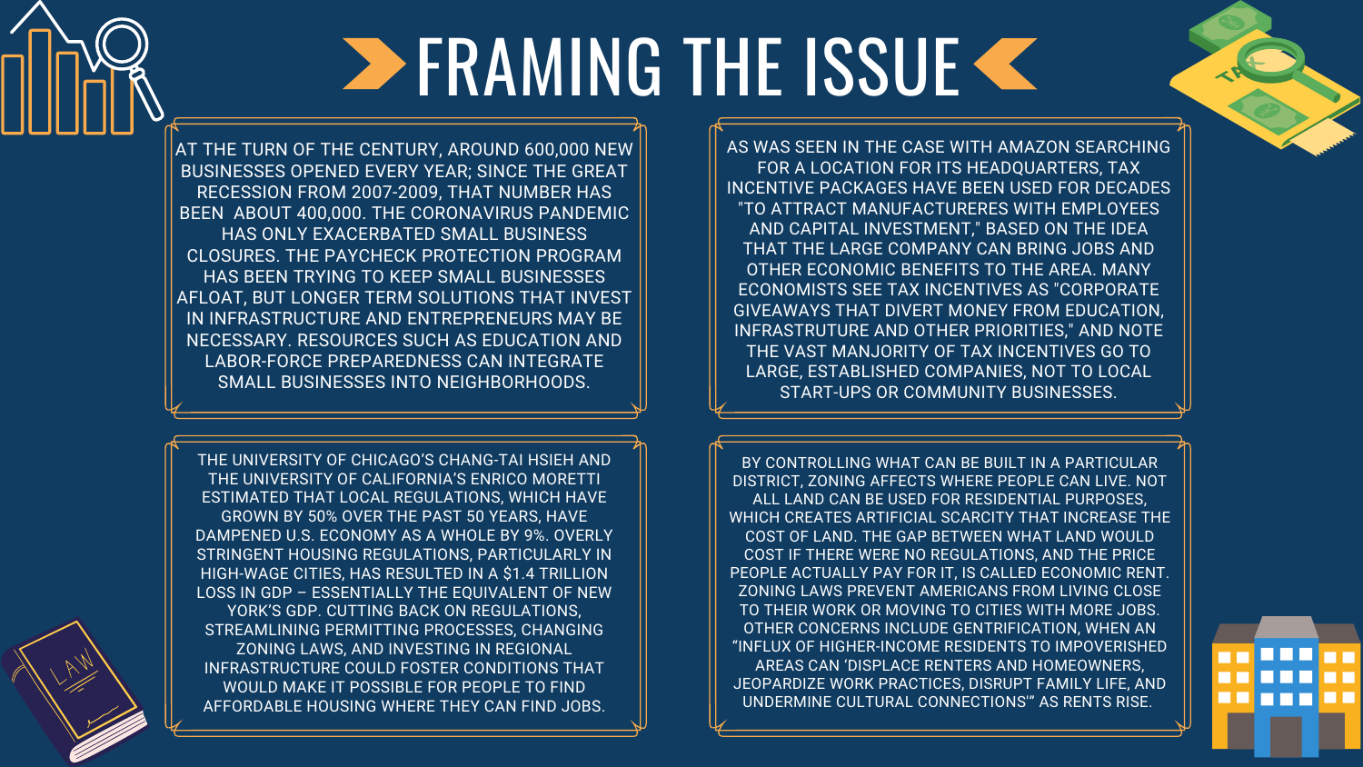# FRAMING THE ISSUE

AT THE TURN OF THE CENTURY, AROUND 600,000 NEW BUSINESSES OPENED EVERY YEAR; SINCE THE GREAT RECESSION FROM 2007-2009, THAT NUMBER HAS BEEN ABOUT 400,000. THE CORONAVIRUS PANDEMIC HAS ONLY EXACERBATED SMALL BUSINESS CLOSURES. THE PAYCHECK PROTECTION PROGRAM HAS BEEN TRYING TO KEEP SMALL BUSINESSES AFLOAT, BUT LONGER TERM SOLUTIONS THAT INVEST IN INFRASTRUCTURE AND ENTREPRENEURS MAY BE NECESSARY. RESOURCES SUCH AS EDUCATION AND LABOR-FORCE PREPAREDNESS CAN INTEGRATE SMALL BUSINESSES INTO NEIGHBORHOODS.

AS WAS SEEN IN THE CASE WITH AMAZON SEARCHING FOR A LOCATION FOR ITS HEADQUARTERS, TAX INCENTIVE PACKAGES HAVE BEEN USED FOR DECADES "TO ATTRACT MANUFACTURERES WITH EMPLOYEES AND CAPITAL INVESTMENT," BASED ON THE IDEA THAT THE LARGE COMPANY CAN BRING JOBS AND OTHER ECONOMIC BENEFITS TO THE AREA. MANY ECONOMISTS SEE TAX INCENTIVES AS "CORPORATE GIVEAWAYS THAT DIVERT MONEY FROM EDUCATION, INFRASTRUTURE AND OTHER PRIORITIES," AND NOTE THE VAST MANJORITY OF TAX INCENTIVES GO TO LARGE, ESTABLISHED COMPANIES, NOT TO LOCAL START-UPS OR COMMUNITY BUSINESSES.

THE UNIVERSITY OF CHICAGO'S CHANG-TAI HSIEH AND THE UNIVERSITY OF CALIFORNIA'S ENRICO MORETTI ESTIMATED THAT LOCAL REGULATIONS, WHICH HAVE GROWN BY 50% OVER THE PAST 50 YEARS, HAVE DAMPENED U.S. ECONOMY AS A WHOLE BY 9%. OVERLY STRINGENT HOUSING REGULATIONS, PARTICULARLY IN HIGH-WAGE CITIES, HAS RESULTED IN A $1.4 TRILLION LOSS IN GDP – ESSENTIALLY THE EQUIVALENT OF NEW YORK'S GDP. CUTTING BACK ON REGULATIONS, STREAMLINING PERMITTING PROCESSES, CHANGING ZONING LAWS, AND INVESTING IN REGIONAL INFRASTRUCTURE COULD FOSTER CONDITIONS THAT WOULD MAKE IT POSSIBLE FOR PEOPLE TO FIND AFFORDABLE HOUSING WHERE THEY CAN FIND JOBS.

BY CONTROLLING WHAT CAN BE BUILT IN A PARTICULAR DISTRICT, ZONING AFFECTS WHERE PEOPLE CAN LIVE. NOT ALL LAND CAN BE USED FOR RESIDENTIAL PURPOSES, WHICH CREATES ARTIFICIAL SCARCITY THAT INCREASE THE COST OF LAND. THE GAP BETWEEN WHAT LAND WOULD COST IF THERE WERE NO REGULATIONS, AND THE PRICE PEOPLE ACTUALLY PAY FOR IT, IS CALLED ECONOMIC RENT. ZONING LAWS PREVENT AMERICANS FROM LIVING CLOSE TO THEIR WORK OR MOVING TO CITIES WITH MORE JOBS. OTHER CONCERNS INCLUDE GENTRIFICATION, WHEN AN "INFLUX OF HIGHER-INCOME RESIDENTS TO IMPOVERISHED AREAS CAN 'DISPLACE RENTERS AND HOMEOWNERS, JEOPARDIZE WORK PRACTICES, DISRUPT FAMILY LIFE, AND UNDERMINE CULTURAL CONNECTIONS'" AS RENTS RISE.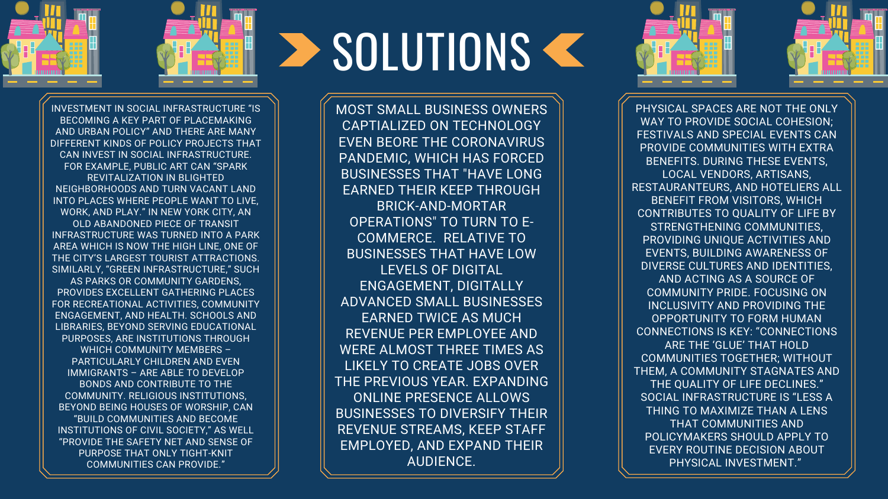# SOLUTIONS

INVESTMENT IN SOCIAL INFRASTRUCTURE "IS BECOMING A KEY PART OF PLACEMAKING AND URBAN POLICY" AND THERE ARE MANY DIFFERENT KINDS OF POLICY PROJECTS THAT CAN INVEST IN SOCIAL INFRASTRUCTURE. FOR EXAMPLE, PUBLIC ART CAN "SPARK REVITALIZATION IN BLIGHTED NEIGHBORHOODS AND TURN VACANT LAND INTO PLACES WHERE PEOPLE WANT TO LIVE, WORK, AND PLAY." IN NEW YORK CITY, AN OLD ABANDONED PIECE OF TRANSIT INFRASTRUCTURE WAS TURNED INTO A PARK AREA WHICH IS NOW THE HIGH LINE, ONE OF THE CITY'S LARGEST TOURIST ATTRACTIONS. SIMILARLY, "GREEN INFRASTRUCTURE," SUCH AS PARKS OR COMMUNITY GARDENS, PROVIDES EXCELLENT GATHERING PLACES FOR RECREATIONAL ACTIVITIES, COMMUNITY ENGAGEMENT, AND HEALTH. SCHOOLS AND LIBRARIES, BEYOND SERVING EDUCATIONAL PURPOSES, ARE INSTITUTIONS THROUGH WHICH COMMUNITY MEMBERS – PARTICULARLY CHILDREN AND EVEN IMMIGRANTS – ARE ABLE TO DEVELOP BONDS AND CONTRIBUTE TO THE COMMUNITY. RELIGIOUS INSTITUTIONS, BEYOND BEING HOUSES OF WORSHIP, CAN "BUILD COMMUNITIES AND BECOME INSTITUTIONS OF CIVIL SOCIETY," AS WELL "PROVIDE THE SAFETY NET AND SENSE OF PURPOSE THAT ONLY TIGHT-KNIT COMMUNITIES CAN PROVIDE."

MOST SMALL BUSINESS OWNERS CAPTIALIZED ON TECHNOLOGY EVEN BEORE THE CORONAVIRUS PANDEMIC, WHICH HAS FORCED BUSINESSES THAT "HAVE LONG EARNED THEIR KEEP THROUGH BRICK-AND-MORTAR OPERATIONS" TO TURN TO E-COMMERCE. RELATIVE TO BUSINESSES THAT HAVE LOW LEVELS OF DIGITAL ENGAGEMENT, DIGITALLY ADVANCED SMALL BUSINESSES EARNED TWICE AS MUCH REVENUE PER EMPLOYEE AND WERE ALMOST THREE TIMES AS LIKELY TO CREATE JOBS OVER THE PREVIOUS YEAR. EXPANDING ONLINE PRESENCE ALLOWS BUSINESSES TO DIVERSIFY THEIR REVENUE STREAMS, KEEP STAFF EMPLOYED, AND EXPAND THEIR AUDIENCE.

PHYSICAL SPACES ARE NOT THE ONLY WAY TO PROVIDE SOCIAL COHESION; FESTIVALS AND SPECIAL EVENTS CAN PROVIDE COMMUNITIES WITH EXTRA BENEFITS. DURING THESE EVENTS, LOCAL VENDORS, ARTISANS, RESTAURANTEURS, AND HOTELIERS ALL BENEFIT FROM VISITORS, WHICH CONTRIBUTES TO QUALITY OF LIFE BY STRENGTHENING COMMUNITIES, PROVIDING UNIQUE ACTIVITIES AND EVENTS, BUILDING AWARENESS OF DIVERSE CULTURES AND IDENTITIES, AND ACTING AS A SOURCE OF COMMUNITY PRIDE. FOCUSING ON INCLUSIVITY AND PROVIDING THE OPPORTUNITY TO FORM HUMAN CONNECTIONS IS KEY: "CONNECTIONS ARE THE 'GLUE' THAT HOLD COMMUNITIES TOGETHER; WITHOUT THEM, A COMMUNITY STAGNATES AND THE QUALITY OF LIFE DECLINES." SOCIAL INFRASTRUCTURE IS "LESS A THING TO MAXIMIZE THAN A LENS THAT COMMUNITIES AND POLICYMAKERS SHOULD APPLY TO EVERY ROUTINE DECISION ABOUT PHYSICAL INVESTMENT."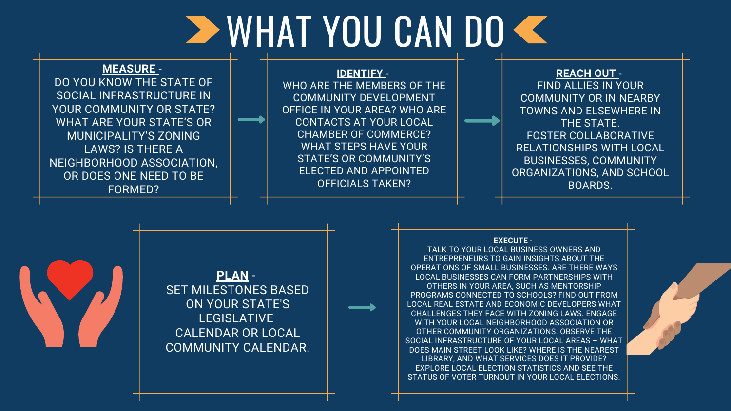# WHAT YOU CAN DO

**MEASURE** - DO YOU KNOW THE STATE OF SOCIAL INFRASTRUCTURE IN YOUR COMMUNITY OR STATE? WHAT ARE YOUR STATE'S OR MUNICIPALITY'S ZONING LAWS? IS THERE A NEIGHBORHOOD ASSOCIATION, OR DOES ONE NEED TO BE FORMED?

**IDENTIFY** - WHO ARE THE MEMBERS OF THE COMMUNITY DEVELOPMENT OFFICE IN YOUR AREA? WHO ARE CONTACTS AT YOUR LOCAL CHAMBER OF COMMERCE? WHAT STEPS HAVE YOUR STATE'S OR COMMUNITY'S ELECTED AND APPOINTED OFFICIALS TAKEN?

**REACH OUT** - FIND ALLIES IN YOUR COMMUNITY OR IN NEARBY TOWNS AND ELSEWHERE IN THE STATE. FOSTER COLLABORATIVE RELATIONSHIPS WITH LOCAL BUSINESSES, COMMUNITY ORGANIZATIONS, AND SCHOOL BOARDS.

**PLAN** - SET MILESTONES BASED ON YOUR STATE'S LEGISLATIVE CALENDAR OR LOCAL COMMUNITY CALENDAR.

**EXECUTE** - TALK TO YOUR LOCAL BUSINESS OWNERS AND ENTREPRENEURS TO GAIN INSIGHTS ABOUT THE OPERATIONS OF SMALL BUSINESSES. ARE THERE WAYS LOCAL BUSINESSES CAN FORM PARTNERSHIPS WITH OTHERS IN YOUR AREA, SUCH AS MENTORSHIP PROGRAMS CONNECTED TO SCHOOLS? FIND OUT FROM LOCAL REAL ESTATE AND ECONOMIC DEVELOPERS WHAT CHALLENGES THEY FACE WITH ZONING LAWS. ENGAGE WITH YOUR LOCAL NEIGHBORHOOD ASSOCIATION OR OTHER COMMUNITY ORGANIZATIONS. OBSERVE THE SOCIAL INFRASTRUCTURE OF YOUR LOCAL AREAS – WHAT DOES MAIN STREET LOOK LIKE? WHERE IS THE NEAREST LIBRARY, AND WHAT SERVICES DOES IT PROVIDE? EXPLORE LOCAL ELECTION STATISTICS AND SEE THE STATUS OF VOTER TURNOUT IN YOUR LOCAL ELECTIONS.